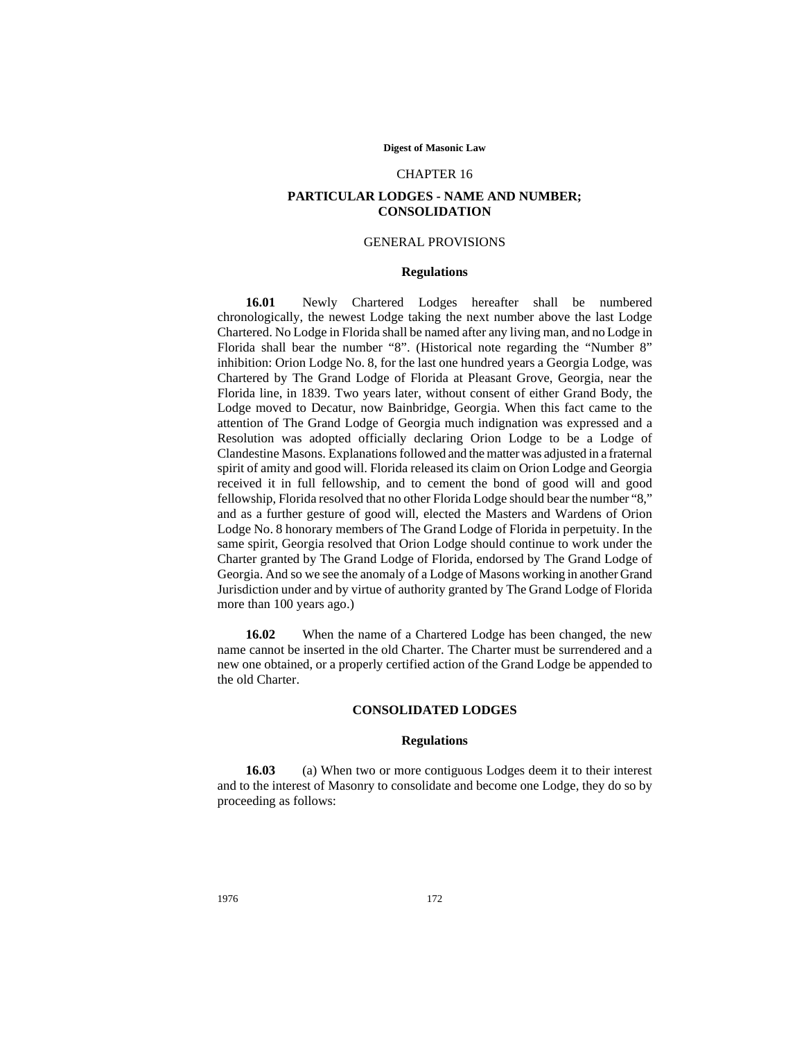# CHAPTER 16

## PARTICULAR LODGES - NAME AND NUMBER; CONSOLIDATION

### GENERAL PROVISIONS

#### Regulations

**16.01** Newly Chartered Lodges hereafter shall be numbered chronologically, the newest Lodge taking the next number above the last Lodge Chartered. No Lodge in Florida shall be named after any living man, and no Lodge in Florida shall bear the number "8". (Historical note regarding the "Number 8" inhibition: Orion Lodge No. 8, for the last one hundred years a Georgia Lodge, was Chartered by The Grand Lodge of Florida at Pleasant Grove, Georgia, near the Florida line, in 1839. Two years later, without consent of either Grand Body, the Lodge moved to Decatur, now Bainbridge, Georgia. When this fact came to the attention of The Grand Lodge of Georgia much indignation was expressed and a Resolution was adopted officially declaring Orion Lodge to be a Lodge of Clandestine Masons. Explanations followed and the matter was adjusted in a fraternal spirit of amity and good will. Florida released its claim on Orion Lodge and Georgia received it in full fellowship, and to cement the bond of good will and good fellowship, Florida resolved that no other Florida Lodge should bear the number "8," and as a further gesture of good will, elected the Masters and Wardens of Orion Lodge No. 8 honorary members of The Grand Lodge of Florida in perpetuity. In the same spirit, Georgia resolved that Orion Lodge should continue to work under the Charter granted by The Grand Lodge of Florida, endorsed by The Grand Lodge of Georgia. And so we see the anomaly of a Lodge of Masons working in another Grand Jurisdiction under and by virtue of authority granted by The Grand Lodge of Florida more than 100 years ago.)

**16.02** When the name of a Chartered Lodge has been changed, the new name cannot be inserted in the old Charter. The Charter must be surrendered and a new one obtained, or a properly certified action of the Grand Lodge be appended to the old Charter.

### CONSOLIDATED LODGES

#### Regulations

**16.03** (a) When two or more contiguous Lodges deem it to their interest and to the interest of Masonry to consolidate and become one Lodge, they do so by proceeding as follows: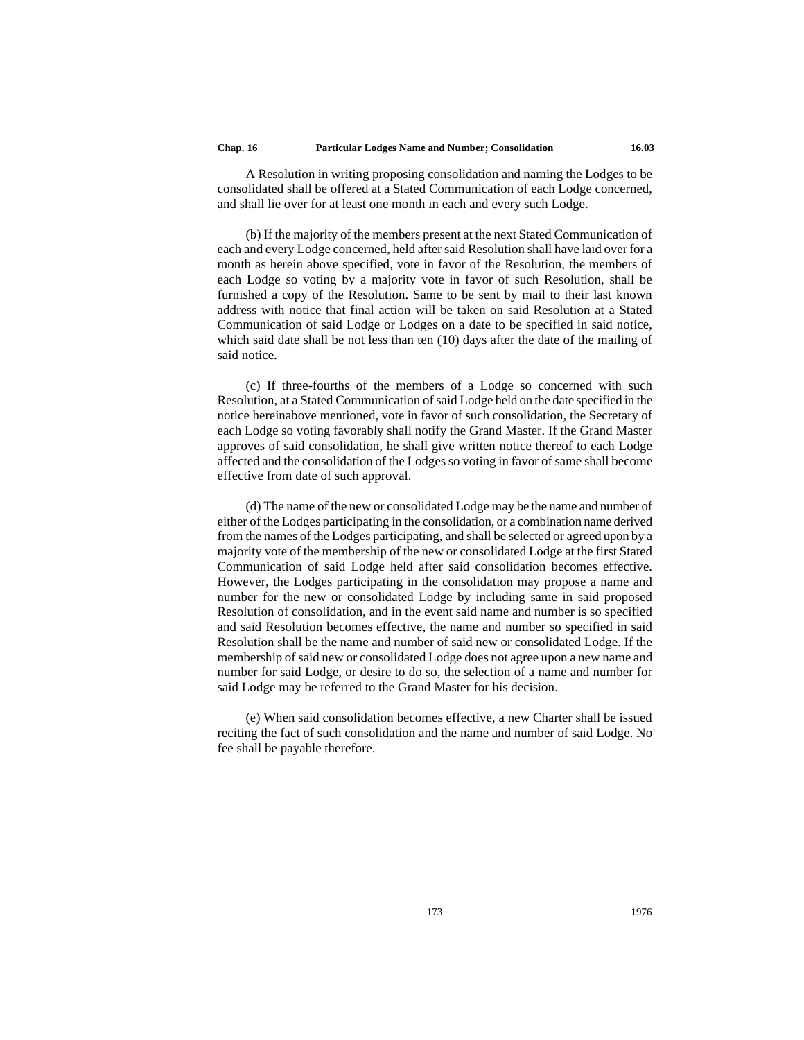A Resolution in writing proposing consolidation and naming the Lodges to be consolidated shall be offered at a Stated Communication of each Lodge concerned, and shall lie over for at least one month in each and every such Lodge.

(b) If the majority of the members present at the next Stated Communication of each and every Lodge concerned, held after said Resolution shall have laid over for a month as herein above specified, vote in favor of the Resolution, the members of each Lodge so voting by a majority vote in favor of such Resolution, shall be furnished a copy of the Resolution. Same to be sent by mail to their last known address with notice that final action will be taken on said Resolution at a Stated Communication of said Lodge or Lodges on a date to be specified in said notice, which said date shall be not less than ten (10) days after the date of the mailing of said notice.

(c) If three-fourths of the members of a Lodge so concerned with such Resolution, at a Stated Communication of said Lodge held on the date specified in the notice hereinabove mentioned, vote in favor of such consolidation, the Secretary of each Lodge so voting favorably shall notify the Grand Master. If the Grand Master approves of said consolidation, he shall give written notice thereof to each Lodge affected and the consolidation of the Lodges so voting in favor of same shall become effective from date of such approval.

(d) The name of the new or consolidated Lodge may be the name and number of either of the Lodges participating in the consolidation, or a combination name derived from the names of the Lodges participating, and shall be selected or agreed upon by a majority vote of the membership of the new or consolidated Lodge at the first Stated Communication of said Lodge held after said consolidation becomes effective. However, the Lodges participating in the consolidation may propose a name and number for the new or consolidated Lodge by including same in said proposed Resolution of consolidation, and in the event said name and number is so specified and said Resolution becomes effective, the name and number so specified in said Resolution shall be the name and number of said new or consolidated Lodge. If the membership of said new or consolidated Lodge does not agree upon a new name and number for said Lodge, or desire to do so, the selection of a name and number for said Lodge may be referred to the Grand Master for his decision.

(e) When said consolidation becomes effective, a new Charter shall be issued reciting the fact of such consolidation and the name and number of said Lodge. No fee shall be payable therefore.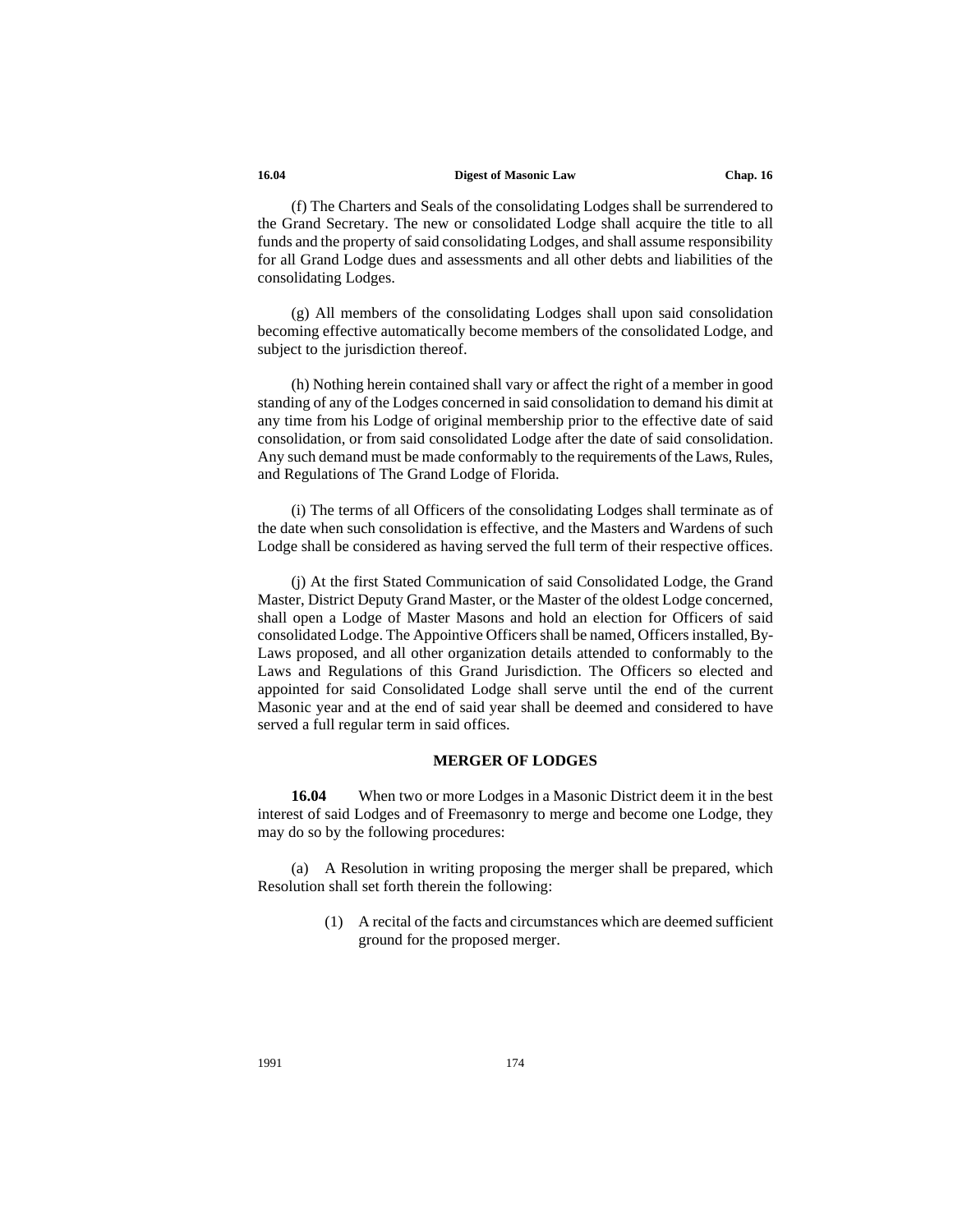(f) The Charters and Seals of the consolidating Lodges shall be surrendered to the Grand Secretary. The new or consolidated Lodge shall acquire the title to all funds and the property of said consolidating Lodges, and shall assume responsibility for all Grand Lodge dues and assessments and all other debts and liabilities of the consolidating Lodges.

(g) All members of the consolidating Lodges shall upon said consolidation becoming effective automatically become members of the consolidated Lodge, and subject to the jurisdiction thereof.

(h) Nothing herein contained shall vary or affect the right of a member in good standing of any of the Lodges concerned in said consolidation to demand his dimit at any time from his Lodge of original membership prior to the effective date of said consolidation, or from said consolidated Lodge after the date of said consolidation. Any such demand must be made conformably to the requirements of the Laws, Rules, and Regulations of The Grand Lodge of Florida.

(i) The terms of all Officers of the consolidating Lodges shall terminate as of the date when such consolidation is effective, and the Masters and Wardens of such Lodge shall be considered as having served the full term of their respective offices.

(j) At the first Stated Communication of said Consolidated Lodge, the Grand Master, District Deputy Grand Master, or the Master of the oldest Lodge concerned, shall open a Lodge of Master Masons and hold an election for Officers of said consolidated Lodge. The Appointive Officers shall be named, Officers installed, By-Laws proposed, and all other organization details attended to conformably to the Laws and Regulations of this Grand Jurisdiction. The Officers so elected and appointed for said Consolidated Lodge shall serve until the end of the current Masonic year and at the end of said year shall be deemed and considered to have served a full regular term in said offices.

## MERGER OF LODGES

**16.04** When two or more Lodges in a Masonic District deem it in the best interest of said Lodges and of Freemasonry to merge and become one Lodge, they may do so by the following procedures:

(a) A Resolution in writing proposing the merger shall be prepared, which Resolution shall set forth therein the following:

(1) A recital of the facts and circumstances which are deemed sufficient ground for the proposed merger.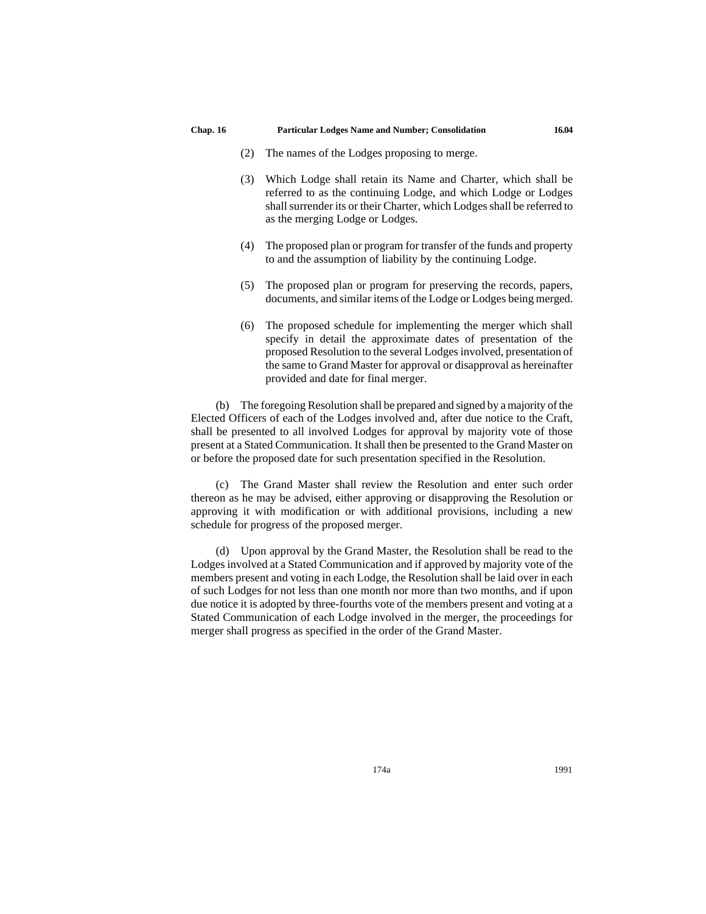(2) The names of the Lodges proposing to merge.

(3) Which Lodge shall retain its Name and Charter, which shall be referred to as the continuing Lodge, and which Lodge or Lodges shall surrender its or their Charter, which Lodges shall be referred to as the merging Lodge or Lodges.

(4) The proposed plan or program for transfer of the funds and property to and the assumption of liability by the continuing Lodge.

(5) The proposed plan or program for preserving the records, papers, documents, and similar items of the Lodge or Lodges being merged.

(6) The proposed schedule for implementing the merger which shall specify in detail the approximate dates of presentation of the proposed Resolution to the several Lodges involved, presentation of the same to Grand Master for approval or disapproval as hereinafter provided and date for final merger.

(b) The foregoing Resolution shall be prepared and signed by a majority of the Elected Officers of each of the Lodges involved and, after due notice to the Craft, shall be presented to all involved Lodges for approval by majority vote of those present at a Stated Communication. It shall then be presented to the Grand Master on or before the proposed date for such presentation specified in the Resolution.

(c) The Grand Master shall review the Resolution and enter such order thereon as he may be advised, either approving or disapproving the Resolution or approving it with modification or with additional provisions, including a new schedule for progress of the proposed merger.

(d) Upon approval by the Grand Master, the Resolution shall be read to the Lodges involved at a Stated Communication and if approved by majority vote of the members present and voting in each Lodge, the Resolution shall be laid over in each of such Lodges for not less than one month nor more than two months, and if upon due notice it is adopted by three-fourths vote of the members present and voting at a Stated Communication of each Lodge involved in the merger, the proceedings for merger shall progress as specified in the order of the Grand Master.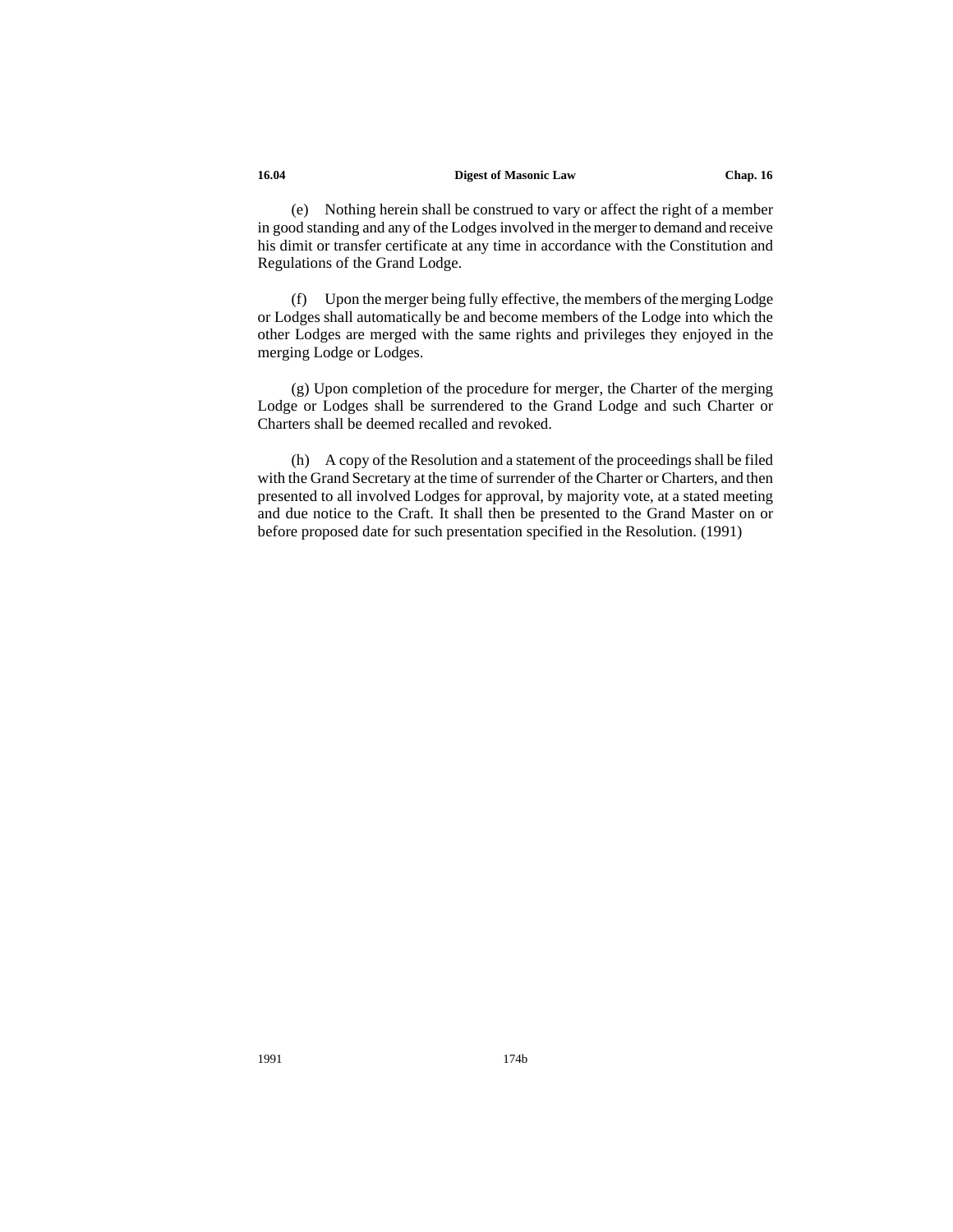(e) Nothing herein shall be construed to vary or affect the right of a member in good standing and any of the Lodges involved in the merger to demand and receive his dimit or transfer certificate at any time in accordance with the Constitution and Regulations of the Grand Lodge.

(f) Upon the merger being fully effective, the members of the merging Lodge or Lodges shall automatically be and become members of the Lodge into which the other Lodges are merged with the same rights and privileges they enjoyed in the merging Lodge or Lodges.

(g) Upon completion of the procedure for merger, the Charter of the merging Lodge or Lodges shall be surrendered to the Grand Lodge and such Charter or Charters shall be deemed recalled and revoked.

(h) A copy of the Resolution and a statement of the proceedings shall be filed with the Grand Secretary at the time of surrender of the Charter or Charters, and then presented to all involved Lodges for approval, by majority vote, at a stated meeting and due notice to the Craft. It shall then be presented to the Grand Master on or before proposed date for such presentation specified in the Resolution. (1991)